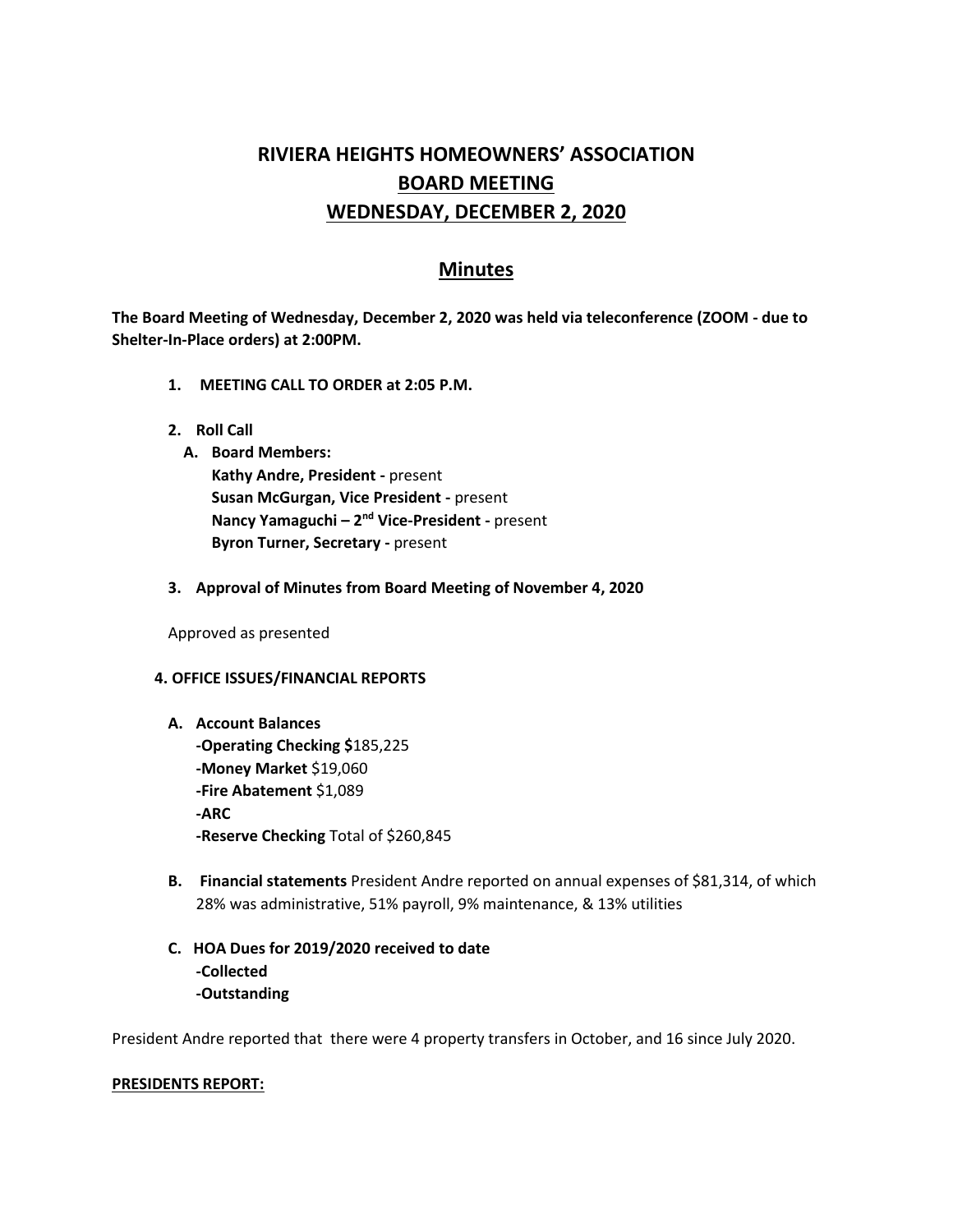# RIVIERA HEIGHTS HOMEOWNERS' ASSOCIATION

## BOARD MEETING

## WEDNESDAY, DECEMBER 2, 2020

## Minutes

**The Board Meeting of Wednesday, December 2, 2020 was held via teleconference (ZOOM - due to Shelter-In-Place orders) at 2:00PM.**

1. **MEETING CALL TO ORDER at 2:05 P.M.**

2. **Roll Call**
   - A. **Board Members:**
     **Kathy Andre, President -** present
     **Susan McGurgan, Vice President -** present
     **Nancy Yamaguchi – 2nd Vice-President -** present
     **Byron Turner, Secretary -** present

3. **Approval of Minutes from Board Meeting of November 4, 2020**

   Approved as presented

**4. OFFICE ISSUES/FINANCIAL REPORTS**

- A. **Account Balances**
  **-Operating Checking $**185,225
  **-Money Market** $19,060
  **-Fire Abatement** $1,089
  **-ARC**
  **-Reserve Checking** Total of $260,845

- B. **Financial statements** President Andre reported on annual expenses of $81,314, of which 28% was administrative, 51% payroll, 9% maintenance, & 13% utilities

- C. **HOA Dues for 2019/2020 received to date**
  **-Collected**
  **-Outstanding**

President Andre reported that there were 4 property transfers in October, and 16 since July 2020.

**PRESIDENTS REPORT:**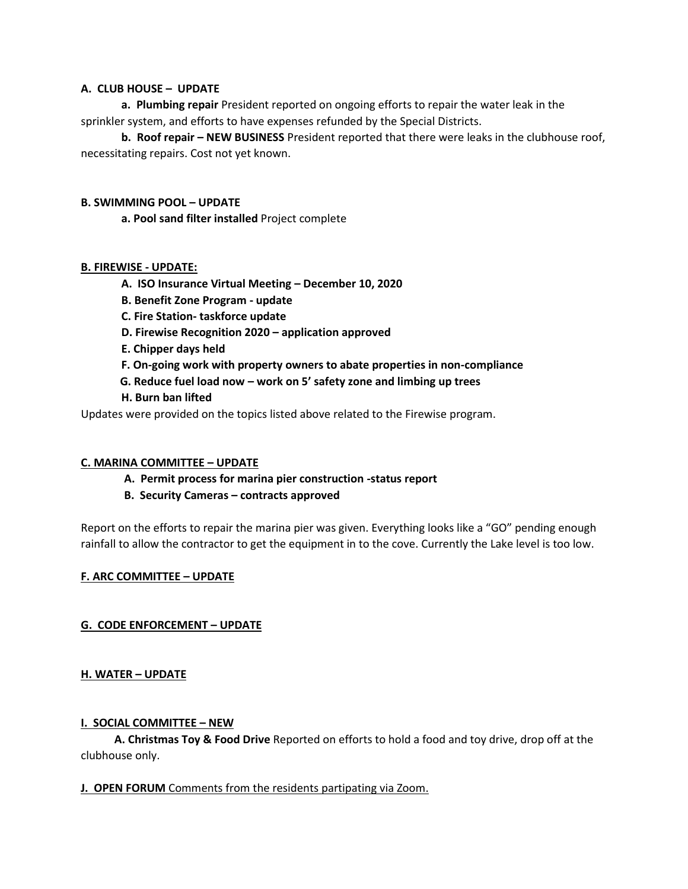**A. CLUB HOUSE – UPDATE**

**a. Plumbing repair** President reported on ongoing efforts to repair the water leak in the sprinkler system, and efforts to have expenses refunded by the Special Districts.

**b. Roof repair – NEW BUSINESS** President reported that there were leaks in the clubhouse roof, necessitating repairs. Cost not yet known.

**B. SWIMMING POOL – UPDATE**

**a. Pool sand filter installed** Project complete

**B. FIREWISE - UPDATE:**

**A. ISO Insurance Virtual Meeting – December 10, 2020**
**B. Benefit Zone Program - update**
**C. Fire Station- taskforce update**
**D. Firewise Recognition 2020 – application approved**
**E. Chipper days held**
**F. On-going work with property owners to abate properties in non-compliance**
**G. Reduce fuel load now – work on 5' safety zone and limbing up trees**
**H. Burn ban lifted**

Updates were provided on the topics listed above related to the Firewise program.

**C. MARINA COMMITTEE – UPDATE**

**A. Permit process for marina pier construction -status report**
**B. Security Cameras – contracts approved**

Report on the efforts to repair the marina pier was given. Everything looks like a "GO" pending enough rainfall to allow the contractor to get the equipment in to the cove. Currently the Lake level is too low.

**F. ARC COMMITTEE – UPDATE**

**G. CODE ENFORCEMENT – UPDATE**

**H. WATER – UPDATE**

**I. SOCIAL COMMITTEE – NEW**

**A. Christmas Toy & Food Drive** Reported on efforts to hold a food and toy drive, drop off at the clubhouse only.

**J. OPEN FORUM** Comments from the residents partipating via Zoom.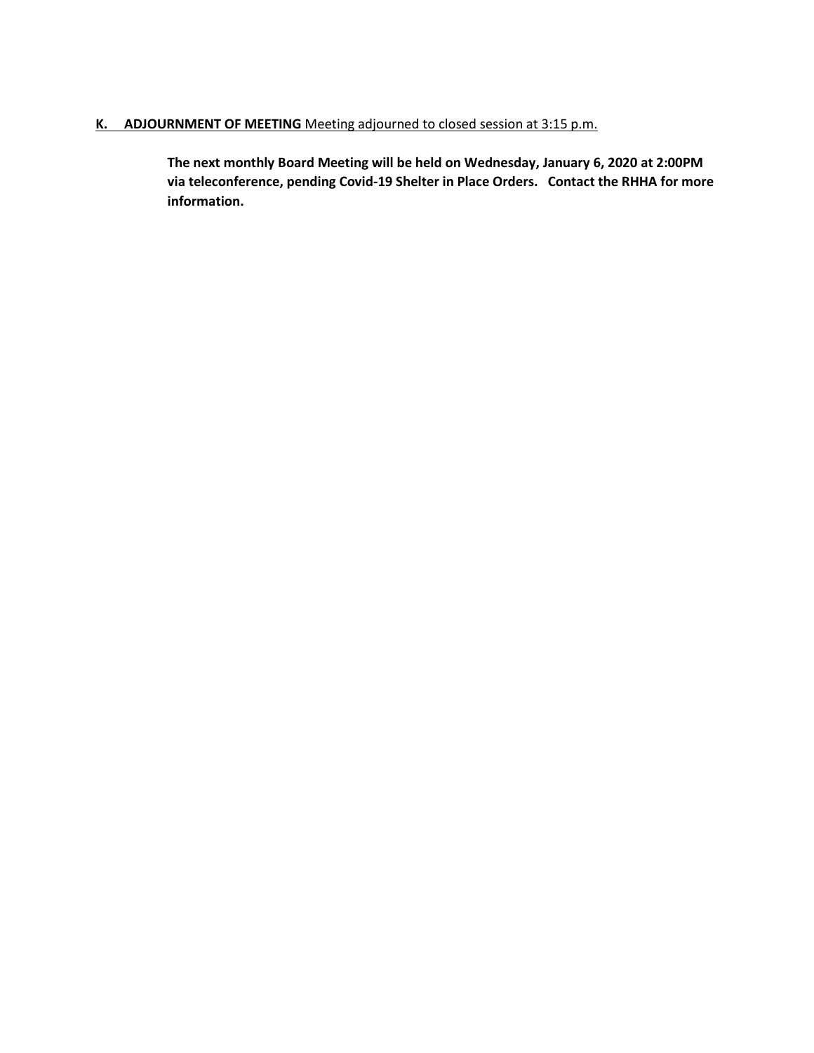**K. ADJOURNMENT OF MEETING** Meeting adjourned to closed session at 3:15 p.m.

**The next monthly Board Meeting will be held on Wednesday, January 6, 2020 at 2:00PM via teleconference, pending Covid-19 Shelter in Place Orders. Contact the RHHA for more information.**